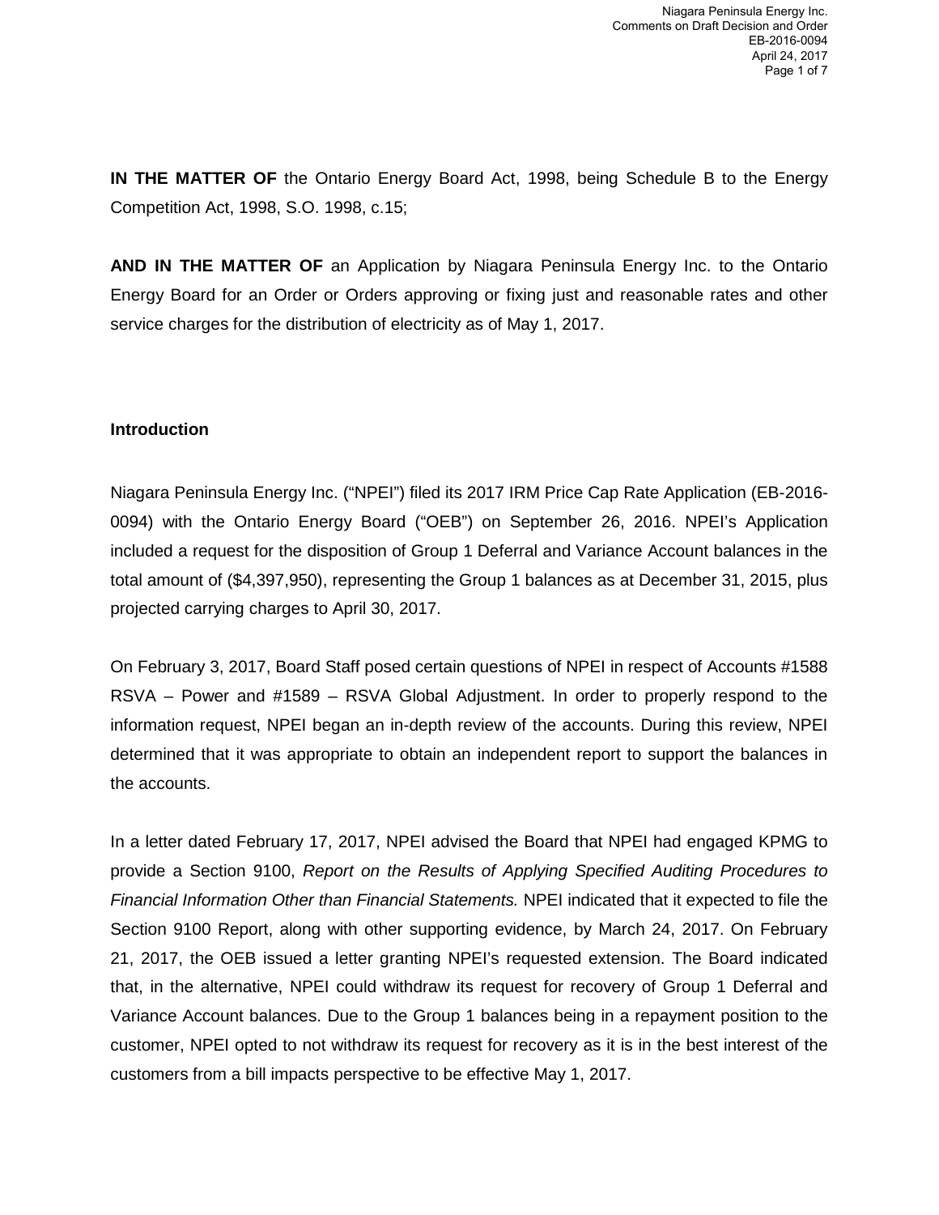**IN THE MATTER OF** the Ontario Energy Board Act, 1998, being Schedule B to the Energy Competition Act, 1998, S.O. 1998, c.15;

**AND IN THE MATTER OF** an Application by Niagara Peninsula Energy Inc. to the Ontario Energy Board for an Order or Orders approving or fixing just and reasonable rates and other service charges for the distribution of electricity as of May 1, 2017.

## Introduction

Niagara Peninsula Energy Inc. ("NPEI") filed its 2017 IRM Price Cap Rate Application (EB-2016-0094) with the Ontario Energy Board ("OEB") on September 26, 2016. NPEI's Application included a request for the disposition of Group 1 Deferral and Variance Account balances in the total amount of ($4,397,950), representing the Group 1 balances as at December 31, 2015, plus projected carrying charges to April 30, 2017.

On February 3, 2017, Board Staff posed certain questions of NPEI in respect of Accounts #1588 RSVA – Power and #1589 – RSVA Global Adjustment. In order to properly respond to the information request, NPEI began an in-depth review of the accounts. During this review, NPEI determined that it was appropriate to obtain an independent report to support the balances in the accounts.

In a letter dated February 17, 2017, NPEI advised the Board that NPEI had engaged KPMG to provide a Section 9100, *Report on the Results of Applying Specified Auditing Procedures to Financial Information Other than Financial Statements.* NPEI indicated that it expected to file the Section 9100 Report, along with other supporting evidence, by March 24, 2017. On February 21, 2017, the OEB issued a letter granting NPEI's requested extension. The Board indicated that, in the alternative, NPEI could withdraw its request for recovery of Group 1 Deferral and Variance Account balances. Due to the Group 1 balances being in a repayment position to the customer, NPEI opted to not withdraw its request for recovery as it is in the best interest of the customers from a bill impacts perspective to be effective May 1, 2017.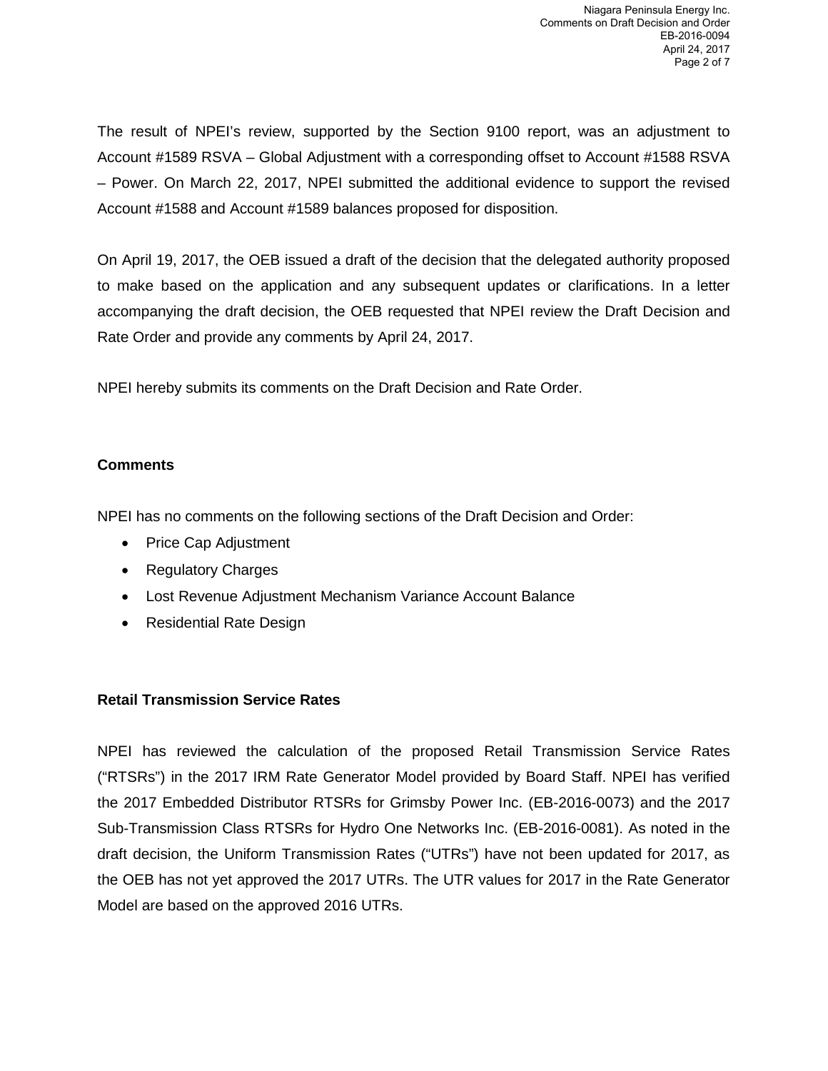The result of NPEI's review, supported by the Section 9100 report, was an adjustment to Account #1589 RSVA – Global Adjustment with a corresponding offset to Account #1588 RSVA – Power. On March 22, 2017, NPEI submitted the additional evidence to support the revised Account #1588 and Account #1589 balances proposed for disposition.

On April 19, 2017, the OEB issued a draft of the decision that the delegated authority proposed to make based on the application and any subsequent updates or clarifications. In a letter accompanying the draft decision, the OEB requested that NPEI review the Draft Decision and Rate Order and provide any comments by April 24, 2017.

NPEI hereby submits its comments on the Draft Decision and Rate Order.

**Comments**

NPEI has no comments on the following sections of the Draft Decision and Order:

- Price Cap Adjustment
- Regulatory Charges
- Lost Revenue Adjustment Mechanism Variance Account Balance
- Residential Rate Design

**Retail Transmission Service Rates**

NPEI has reviewed the calculation of the proposed Retail Transmission Service Rates ("RTSRs") in the 2017 IRM Rate Generator Model provided by Board Staff. NPEI has verified the 2017 Embedded Distributor RTSRs for Grimsby Power Inc. (EB-2016-0073) and the 2017 Sub-Transmission Class RTSRs for Hydro One Networks Inc. (EB-2016-0081). As noted in the draft decision, the Uniform Transmission Rates ("UTRs") have not been updated for 2017, as the OEB has not yet approved the 2017 UTRs. The UTR values for 2017 in the Rate Generator Model are based on the approved 2016 UTRs.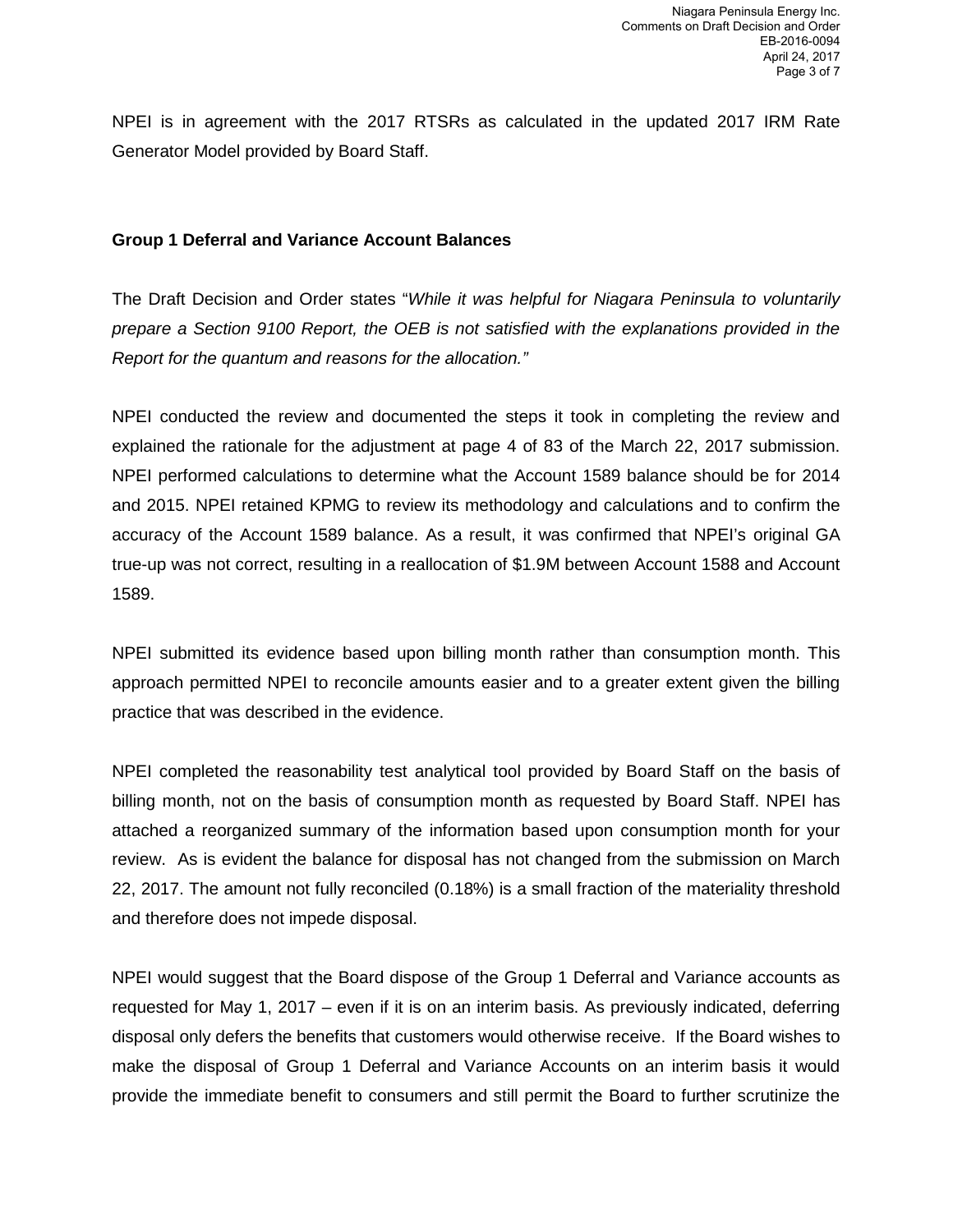NPEI is in agreement with the 2017 RTSRs as calculated in the updated 2017 IRM Rate Generator Model provided by Board Staff.

**Group 1 Deferral and Variance Account Balances**

The Draft Decision and Order states "*While it was helpful for Niagara Peninsula to voluntarily prepare a Section 9100 Report, the OEB is not satisfied with the explanations provided in the Report for the quantum and reasons for the allocation.*"

NPEI conducted the review and documented the steps it took in completing the review and explained the rationale for the adjustment at page 4 of 83 of the March 22, 2017 submission. NPEI performed calculations to determine what the Account 1589 balance should be for 2014 and 2015. NPEI retained KPMG to review its methodology and calculations and to confirm the accuracy of the Account 1589 balance. As a result, it was confirmed that NPEI's original GA true-up was not correct, resulting in a reallocation of $1.9M between Account 1588 and Account 1589.

NPEI submitted its evidence based upon billing month rather than consumption month. This approach permitted NPEI to reconcile amounts easier and to a greater extent given the billing practice that was described in the evidence.

NPEI completed the reasonability test analytical tool provided by Board Staff on the basis of billing month, not on the basis of consumption month as requested by Board Staff. NPEI has attached a reorganized summary of the information based upon consumption month for your review. As is evident the balance for disposal has not changed from the submission on March 22, 2017. The amount not fully reconciled (0.18%) is a small fraction of the materiality threshold and therefore does not impede disposal.

NPEI would suggest that the Board dispose of the Group 1 Deferral and Variance accounts as requested for May 1, 2017 – even if it is on an interim basis. As previously indicated, deferring disposal only defers the benefits that customers would otherwise receive. If the Board wishes to make the disposal of Group 1 Deferral and Variance Accounts on an interim basis it would provide the immediate benefit to consumers and still permit the Board to further scrutinize the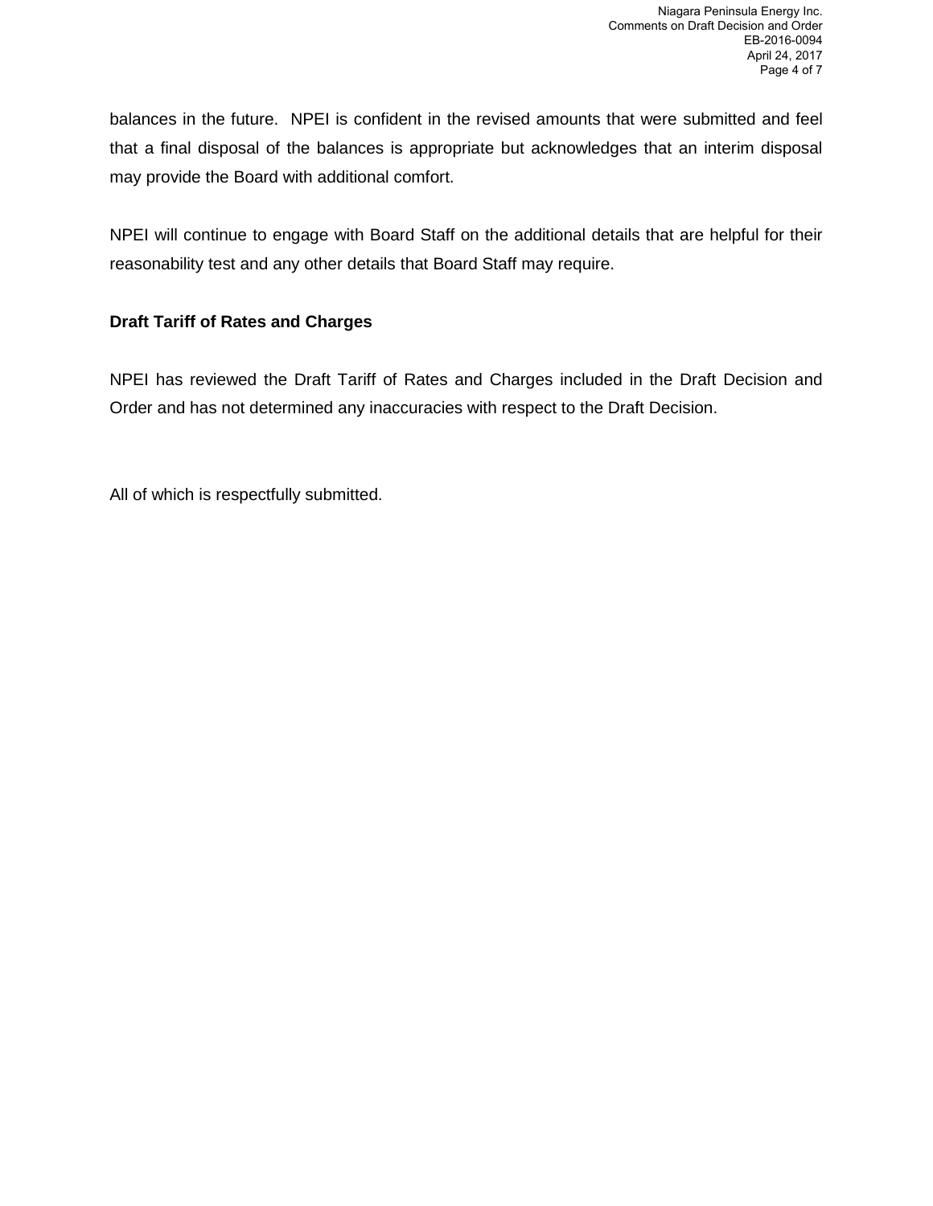balances in the future.  NPEI is confident in the revised amounts that were submitted and feel that a final disposal of the balances is appropriate but acknowledges that an interim disposal may provide the Board with additional comfort.

NPEI will continue to engage with Board Staff on the additional details that are helpful for their reasonability test and any other details that Board Staff may require.

**Draft Tariff of Rates and Charges**

NPEI has reviewed the Draft Tariff of Rates and Charges included in the Draft Decision and Order and has not determined any inaccuracies with respect to the Draft Decision.

All of which is respectfully submitted.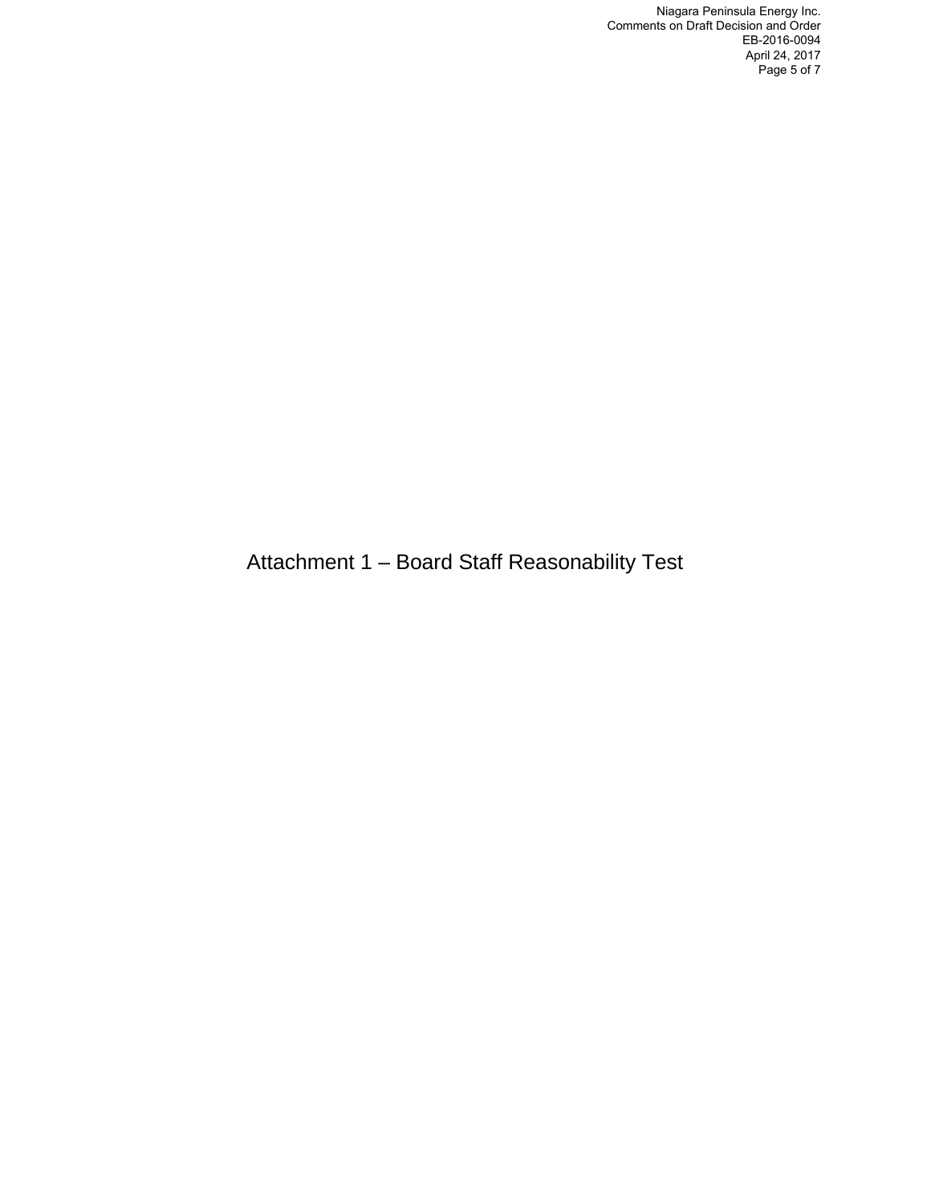# Attachment 1 – Board Staff Reasonability Test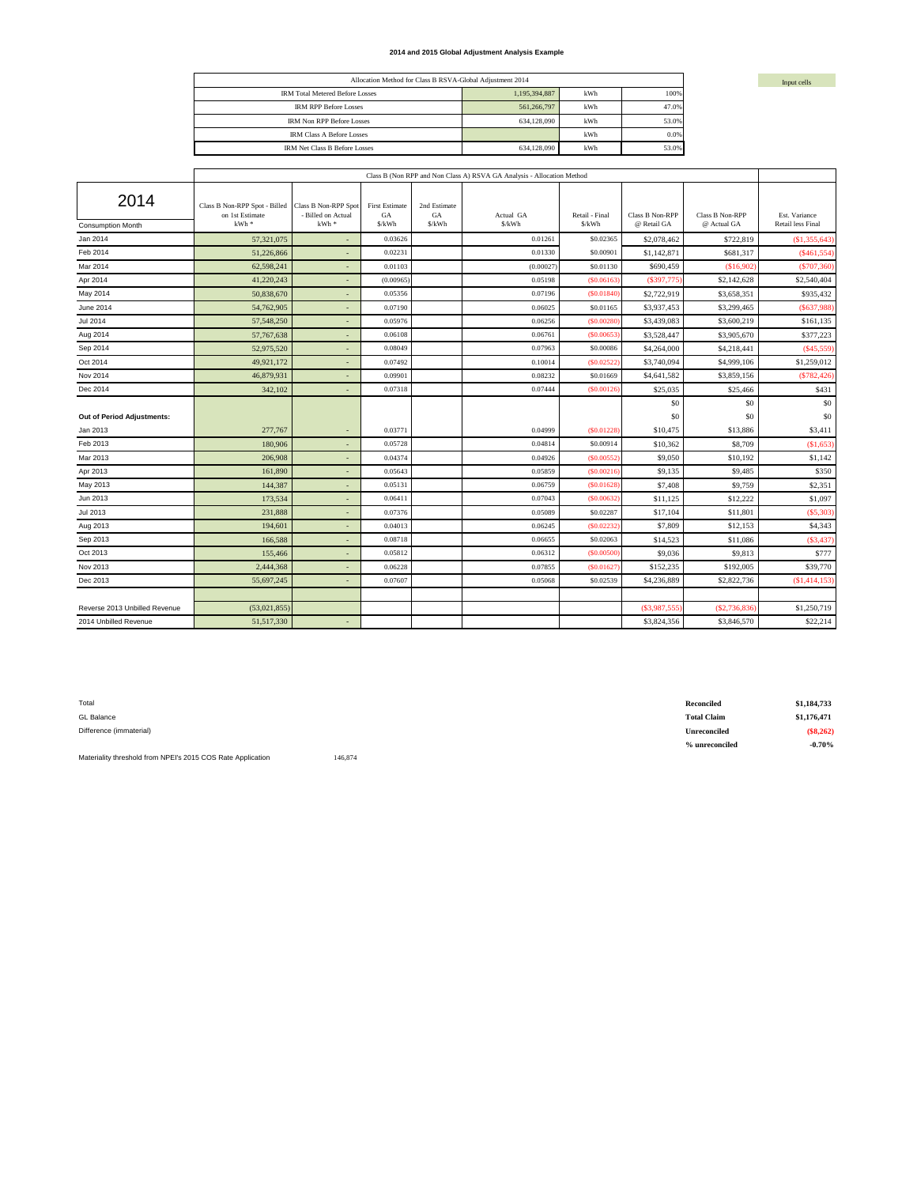# 2014 and 2015 Global Adjustment Analysis Example

| Allocation Method for Class B RSVA-Global Adjustment 2014 | | | |
|---|---|---|---|
| IRM Total Metered Before Losses | 1,195,394,887 | kWh | 100% |
| IRM RPP Before Losses | 561,266,797 | kWh | 47.0% |
| IRM Non RPP Before Losses | 634,128,090 | kWh | 53.0% |
| IRM Class A Before Losses | | kWh | 0.0% |
| IRM Net Class B Before Losses | 634,128,090 | kWh | 53.0% |

Input cells

| 2014 Consumption Month | Class B Non-RPP Spot - Billed on 1st Estimate kWh * | Class B Non-RPP Spot - Billed on Actual kWh * | First Estimate GA $/kWh | 2nd Estimate GA $/kWh | Actual GA $/kWh | Retail - Final $/kWh | Class B Non-RPP @ Retail GA | Class B Non-RPP @ Actual GA | Est. Variance Retail less Final |
|---|---|---|---|---|---|---|---|---|---|
| | Class B (Non RPP and Non Class A) RSVA GA Analysis - Allocation Method | | | | | | | | |
| Jan 2014 | 57,321,075 | - | 0.03626 | | 0.01261 | $0.02365 | $2,078,462 | $722,819 | ($1,355,643) |
| Feb 2014 | 51,226,866 | - | 0.02231 | | 0.01330 | $0.00901 | $1,142,871 | $681,317 | ($461,554) |
| Mar 2014 | 62,598,241 | - | 0.01103 | | (0.00027) | $0.01130 | $690,459 | ($16,902) | ($707,360) |
| Apr 2014 | 41,220,243 | - | (0.00965) | | 0.05198 | ($0.06163) | ($397,775) | $2,142,628 | $2,540,404 |
| May 2014 | 50,838,670 | - | 0.05356 | | 0.07196 | ($0.01840) | $2,722,919 | $3,658,351 | $935,432 |
| June 2014 | 54,762,905 | - | 0.07190 | | 0.06025 | $0.01165 | $3,937,453 | $3,299,465 | ($637,988) |
| Jul 2014 | 57,548,250 | - | 0.05976 | | 0.06256 | ($0.00280) | $3,439,083 | $3,600,219 | $161,135 |
| Aug 2014 | 57,767,638 | - | 0.06108 | | 0.06761 | ($0.00653) | $3,528,447 | $3,905,670 | $377,223 |
| Sep 2014 | 52,975,520 | - | 0.08049 | | 0.07963 | $0.00086 | $4,264,000 | $4,218,441 | ($45,559) |
| Oct 2014 | 49,921,172 | - | 0.07492 | | 0.10014 | ($0.02522) | $3,740,094 | $4,999,106 | $1,259,012 |
| Nov 2014 | 46,879,931 | - | 0.09901 | | 0.08232 | $0.01669 | $4,641,582 | $3,859,156 | ($782,426) |
| Dec 2014 | 342,102 | - | 0.07318 | | 0.07444 | ($0.00126) | $25,035 | $25,466 | $431 |
| | | | | | | | $0 | $0 | $0 |
| **Out of Period Adjustments:** | | | | | | | $0 | $0 | $0 |
| Jan 2013 | 277,767 | - | 0.03771 | | 0.04999 | ($0.01228) | $10,475 | $13,886 | $3,411 |
| Feb 2013 | 180,906 | - | 0.05728 | | 0.04814 | $0.00914 | $10,362 | $8,709 | ($1,653) |
| Mar 2013 | 206,908 | - | 0.04374 | | 0.04926 | ($0.00552) | $9,050 | $10,192 | $1,142 |
| Apr 2013 | 161,890 | - | 0.05643 | | 0.05859 | ($0.00216) | $9,135 | $9,485 | $350 |
| May 2013 | 144,387 | - | 0.05131 | | 0.06759 | ($0.01628) | $7,408 | $9,759 | $2,351 |
| Jun 2013 | 173,534 | - | 0.06411 | | 0.07043 | ($0.00632) | $11,125 | $12,222 | $1,097 |
| Jul 2013 | 231,888 | - | 0.07376 | | 0.05089 | $0.02287 | $17,104 | $11,801 | ($5,303) |
| Aug 2013 | 194,601 | - | 0.04013 | | 0.06245 | ($0.02232) | $7,809 | $12,153 | $4,343 |
| Sep 2013 | 166,588 | - | 0.08718 | | 0.06655 | $0.02063 | $14,523 | $11,086 | ($3,437) |
| Oct 2013 | 155,466 | - | 0.05812 | | 0.06312 | ($0.00500) | $9,036 | $9,813 | $777 |
| Nov 2013 | 2,444,368 | - | 0.06228 | | 0.07855 | ($0.01627) | $152,235 | $192,005 | $39,770 |
| Dec 2013 | 55,697,245 | - | 0.07607 | | 0.05068 | $0.02539 | $4,236,889 | $2,822,736 | ($1,414,153) |
| | | | | | | | | | |
| Reverse 2013 Unbilled Revenue | (53,021,855) | | | | | | ($3,987,555) | ($2,736,836) | $1,250,719 |
| 2014 Unbilled Revenue | 51,517,330 | - | | | | | $3,824,356 | $3,846,570 | $22,214 |

Total

GL Balance

Difference (immaterial)

| | |
|---|---|
| **Reconciled** | **$1,184,733** |
| **Total Claim** | **$1,176,471** |
| **Unreconciled** | **($8,262)** |
| **% unreconciled** | **-0.70%** |

Materiality threshold from NPEI's 2015 COS Rate Application 146,874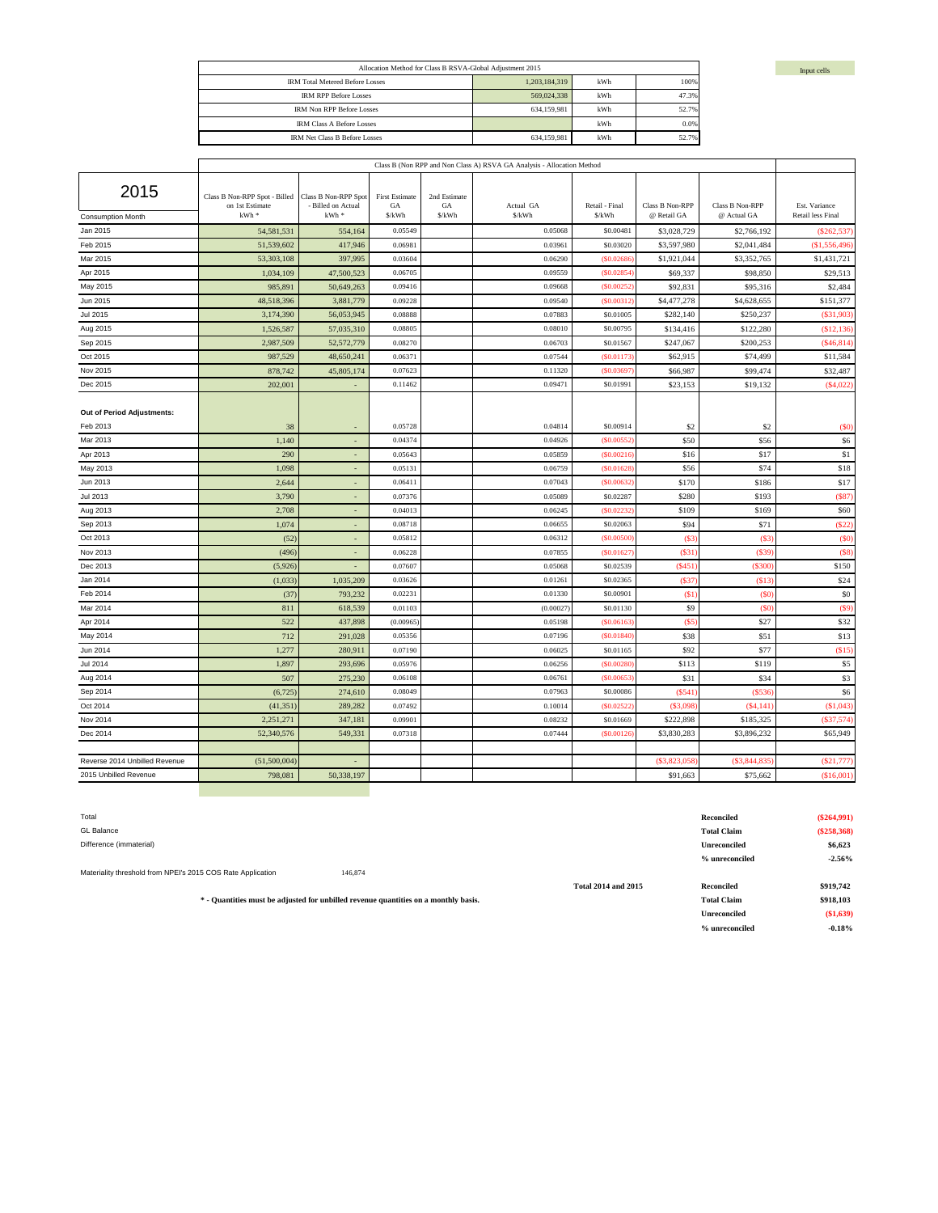Input cells

| Allocation Method for Class B RSVA-Global Adjustment 2015 | | | |
|---|---|---|---|
| IRM Total Metered Before Losses | 1,203,184,319 | kWh | 100% |
| IRM RPP Before Losses | 569,024,338 | kWh | 47.3% |
| IRM Non RPP Before Losses | 634,159,981 | kWh | 52.7% |
| IRM Class A Before Losses | | kWh | 0.0% |
| IRM Net Class B Before Losses | 634,159,981 | kWh | 52.7% |

| 2015 | Class B (Non RPP and Non Class A) RSVA GA Analysis - Allocation Method | | | | | | | | |
|---|---|---|---|---|---|---|---|---|---|
| Consumption Month | Class B Non-RPP Spot - Billed on 1st Estimate kWh * | Class B Non-RPP Spot - Billed on Actual kWh * | First Estimate GA $/kWh | 2nd Estimate GA $/kWh | Actual GA $/kWh | Retail - Final $/kWh | Class B Non-RPP @ Retail GA | Class B Non-RPP @ Actual GA | Est. Variance Retail less Final |
| Jan 2015 | 54,581,531 | 554,164 | 0.05549 | | 0.05068 | $0.00481 | $3,028,729 | $2,766,192 | ($262,537) |
| Feb 2015 | 51,539,602 | 417,946 | 0.06981 | | 0.03961 | $0.03020 | $3,597,980 | $2,041,484 | ($1,556,496) |
| Mar 2015 | 53,303,108 | 397,995 | 0.03604 | | 0.06290 | ($0.02686) | $1,921,044 | $3,352,765 | $1,431,721 |
| Apr 2015 | 1,034,109 | 47,500,523 | 0.06705 | | 0.09559 | ($0.02854) | $69,337 | $98,850 | $29,513 |
| May 2015 | 985,891 | 50,649,263 | 0.09416 | | 0.09668 | ($0.00252) | $92,831 | $95,316 | $2,484 |
| Jun 2015 | 48,518,396 | 3,881,779 | 0.09228 | | 0.09540 | ($0.00312) | $4,477,278 | $4,628,655 | $151,377 |
| Jul 2015 | 3,174,390 | 56,053,945 | 0.08888 | | 0.07883 | $0.01005 | $282,140 | $250,237 | ($31,903) |
| Aug 2015 | 1,526,587 | 57,035,310 | 0.08805 | | 0.08010 | $0.00795 | $134,416 | $122,280 | ($12,136) |
| Sep 2015 | 2,987,509 | 52,572,779 | 0.08270 | | 0.06703 | $0.01567 | $247,067 | $200,253 | ($46,814) |
| Oct 2015 | 987,529 | 48,650,241 | 0.06371 | | 0.07544 | ($0.01173) | $62,915 | $74,499 | $11,584 |
| Nov 2015 | 878,742 | 45,805,174 | 0.07623 | | 0.11320 | ($0.03697) | $66,987 | $99,474 | $32,487 |
| Dec 2015 | 202,001 | - | 0.11462 | | 0.09471 | $0.01991 | $23,153 | $19,132 | ($4,022) |
| **Out of Period Adjustments:** | | | | | | | | | |
| Feb 2013 | 38 | - | 0.05728 | | 0.04814 | $0.00914 | $2 | $2 | ($0) |
| Mar 2013 | 1,140 | - | 0.04374 | | 0.04926 | ($0.00552) | $50 | $56 | $6 |
| Apr 2013 | 290 | - | 0.05643 | | 0.05859 | ($0.00216) | $16 | $17 | $1 |
| May 2013 | 1,098 | - | 0.05131 | | 0.06759 | ($0.01628) | $56 | $74 | $18 |
| Jun 2013 | 2,644 | - | 0.06411 | | 0.07043 | ($0.00632) | $170 | $186 | $17 |
| Jul 2013 | 3,790 | - | 0.07376 | | 0.05089 | $0.02287 | $280 | $193 | ($87) |
| Aug 2013 | 2,708 | - | 0.04013 | | 0.06245 | ($0.02232) | $109 | $169 | $60 |
| Sep 2013 | 1,074 | - | 0.08718 | | 0.06655 | $0.02063 | $94 | $71 | ($22) |
| Oct 2013 | (52) | - | 0.05812 | | 0.06312 | ($0.00500) | ($3) | ($3) | ($0) |
| Nov 2013 | (496) | - | 0.06228 | | 0.07855 | ($0.01627) | ($31) | ($39) | ($8) |
| Dec 2013 | (5,926) | - | 0.07607 | | 0.05068 | $0.02539 | ($451) | ($300) | $150 |
| Jan 2014 | (1,033) | 1,035,209 | 0.03626 | | 0.01261 | $0.02365 | ($37) | ($13) | $24 |
| Feb 2014 | (37) | 793,232 | 0.02231 | | 0.01330 | $0.00901 | ($1) | ($0) | $0 |
| Mar 2014 | 811 | 618,539 | 0.01103 | | (0.00027) | $0.01130 | $9 | ($0) | ($9) |
| Apr 2014 | 522 | 437,898 | (0.00965) | | 0.05198 | ($0.06163) | ($5) | $27 | $32 |
| May 2014 | 712 | 291,028 | 0.05356 | | 0.07196 | ($0.01840) | $38 | $51 | $13 |
| Jun 2014 | 1,277 | 280,911 | 0.07190 | | 0.06025 | $0.01165 | $92 | $77 | ($15) |
| Jul 2014 | 1,897 | 293,696 | 0.05976 | | 0.06256 | ($0.00280) | $113 | $119 | $5 |
| Aug 2014 | 507 | 275,230 | 0.06108 | | 0.06761 | ($0.00653) | $31 | $34 | $3 |
| Sep 2014 | (6,725) | 274,610 | 0.08049 | | 0.07963 | $0.00086 | ($541) | ($536) | $6 |
| Oct 2014 | (41,351) | 289,282 | 0.07492 | | 0.10014 | ($0.02522) | ($3,098) | ($4,141) | ($1,043) |
| Nov 2014 | 2,251,271 | 347,181 | 0.09901 | | 0.08232 | $0.01669 | $222,898 | $185,325 | ($37,574) |
| Dec 2014 | 52,340,576 | 549,331 | 0.07318 | | 0.07444 | ($0.00126) | $3,830,283 | $3,896,232 | $65,949 |
| Reverse 2014 Unbilled Revenue | (51,500,004) | - | | | | | ($3,823,058) | ($3,844,835) | ($21,777) |
| 2015 Unbilled Revenue | 798,081 | 50,338,197 | | | | | $91,663 | $75,662 | ($16,001) |

| | |
|---|---|
| Total | |
| GL Balance | |
| Difference (immaterial) | |
| Materiality threshold from NPEI's 2015 COS Rate Application | 146,874 |

| | | |
|---|---|---|
| | **Reconciled** | **($264,991)** |
| | **Total Claim** | **($258,368)** |
| | **Unreconciled** | **$6,623** |
| | **% unreconciled** | **-2.56%** |
| **Total 2014 and 2015** | **Reconciled** | **$919,742** |
| | **Total Claim** | **$918,103** |
| | **Unreconciled** | **($1,639)** |
| | **% unreconciled** | **-0.18%** |

**\* - Quantities must be adjusted for unbilled revenue quantities on a monthly basis.**